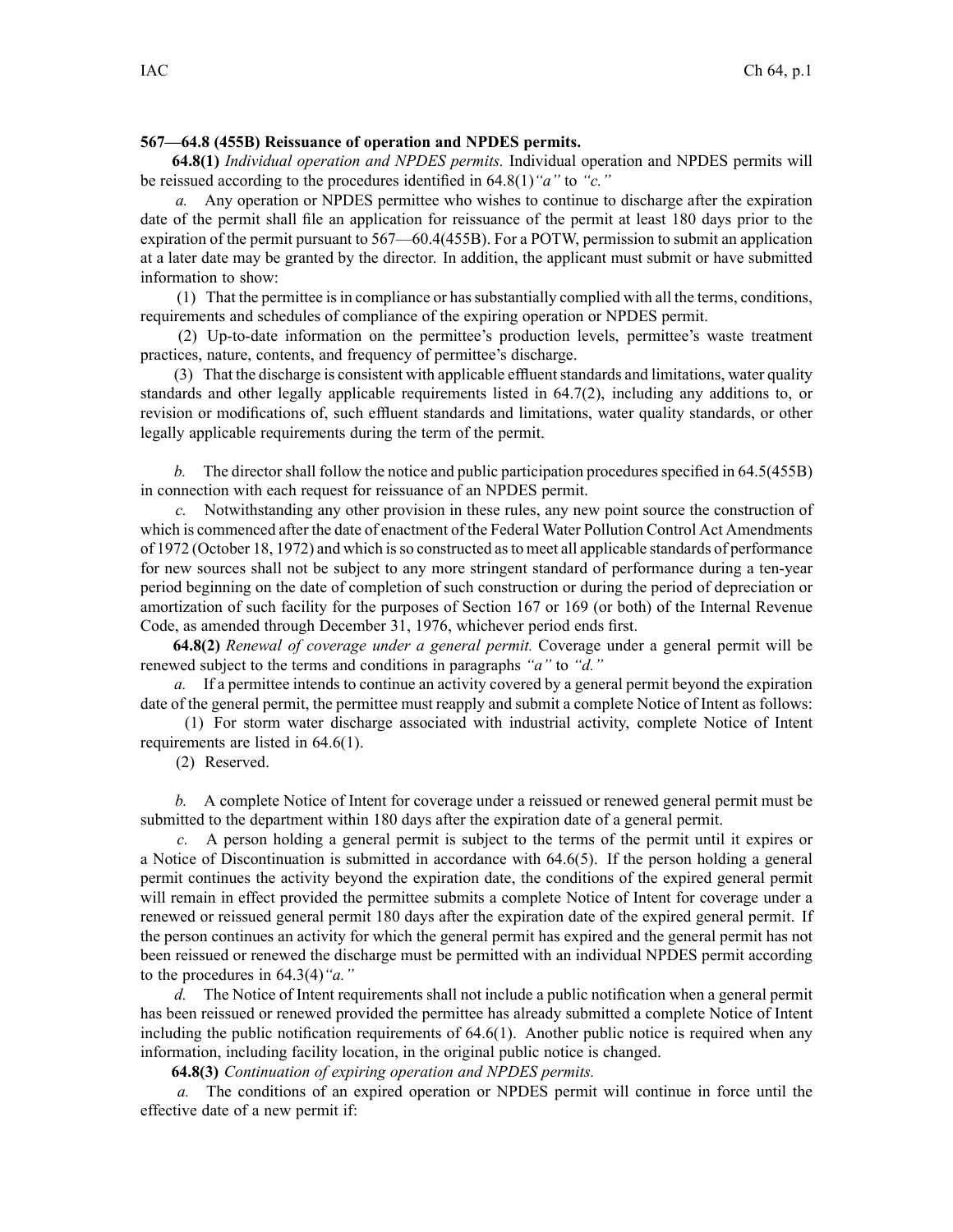**567—64.8 (455B) Reissuance of operation and NPDES permits.**

**64.8(1)** *Individual operation and NPDES permits.* Individual operation and NPDES permits will be reissued according to the procedures identified in 64.8(1)*"a"* to *"c."*

*a.* Any operation or NPDES permittee who wishes to continue to discharge after the expiration date of the permit shall file an application for reissuance of the permit at least 180 days prior to the expiration of the permit pursuant to 567—60.4(455B). For a POTW, permission to submit an application at a later date may be granted by the director. In addition, the applicant must submit or have submitted information to show:

(1) That the permittee is in compliance or has substantially complied with all the terms, conditions, requirements and schedules of compliance of the expiring operation or NPDES permit.

(2) Up-to-date information on the permittee's production levels, permittee's waste treatment practices, nature, contents, and frequency of permittee's discharge.

(3) That the discharge is consistent with applicable effluent standards and limitations, water quality standards and other legally applicable requirements listed in 64.7(2), including any additions to, or revision or modifications of, such effluent standards and limitations, water quality standards, or other legally applicable requirements during the term of the permit.

*b.* The director shall follow the notice and public participation procedures specified in 64.5(455B) in connection with each request for reissuance of an NPDES permit.

*c.* Notwithstanding any other provision in these rules, any new point source the construction of which is commenced after the date of enactment of the Federal Water Pollution Control Act Amendments of 1972 (October 18, 1972) and which is so constructed as to meet all applicable standards of performance for new sources shall not be subject to any more stringent standard of performance during a ten-year period beginning on the date of completion of such construction or during the period of depreciation or amortization of such facility for the purposes of Section 167 or 169 (or both) of the Internal Revenue Code, as amended through December 31, 1976, whichever period ends first.

**64.8(2)** *Renewal of coverage under a general permit.* Coverage under a general permit will be renewed subject to the terms and conditions in paragraphs *"a"* to *"d."*

*a.* If a permittee intends to continue an activity covered by a general permit beyond the expiration date of the general permit, the permittee must reapply and submit a complete Notice of Intent as follows:

(1) For storm water discharge associated with industrial activity, complete Notice of Intent requirements are listed in 64.6(1).

(2) Reserved.

*b.* A complete Notice of Intent for coverage under a reissued or renewed general permit must be submitted to the department within 180 days after the expiration date of a general permit.

*c.* A person holding a general permit is subject to the terms of the permit until it expires or a Notice of Discontinuation is submitted in accordance with 64.6(5). If the person holding a general permit continues the activity beyond the expiration date, the conditions of the expired general permit will remain in effect provided the permittee submits a complete Notice of Intent for coverage under a renewed or reissued general permit 180 days after the expiration date of the expired general permit. If the person continues an activity for which the general permit has expired and the general permit has not been reissued or renewed the discharge must be permitted with an individual NPDES permit according to the procedures in 64.3(4)*"a."*

*d.* The Notice of Intent requirements shall not include a public notification when a general permit has been reissued or renewed provided the permittee has already submitted a complete Notice of Intent including the public notification requirements of 64.6(1). Another public notice is required when any information, including facility location, in the original public notice is changed.

**64.8(3)** *Continuation of expiring operation and NPDES permits.*

*a.* The conditions of an expired operation or NPDES permit will continue in force until the effective date of a new permit if: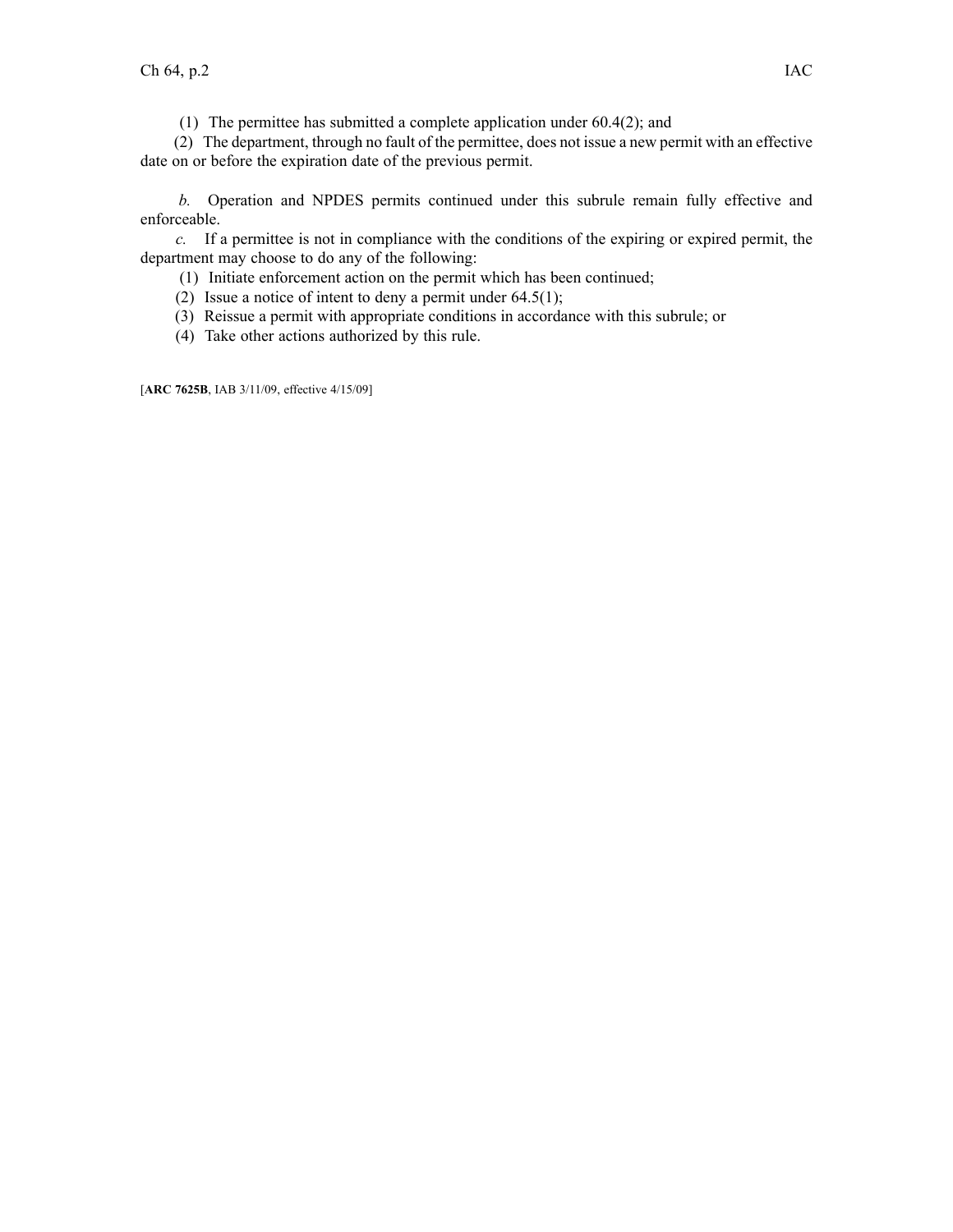(1) The permittee has submitted a complete application under 60.4(2); and

(2) The department, through no fault of the permittee, does not issue a new permit with an effective date on or before the expiration date of the previous permit.

*b.* Operation and NPDES permits continued under this subrule remain fully effective and enforceable.

*c.* If a permittee is not in compliance with the conditions of the expiring or expired permit, the department may choose to do any of the following:

(1) Initiate enforcement action on the permit which has been continued;

(2) Issue a notice of intent to deny a permit under 64.5(1);

(3) Reissue a permit with appropriate conditions in accordance with this subrule; or

(4) Take other actions authorized by this rule.

[**ARC 7625B**, IAB 3/11/09, effective 4/15/09]